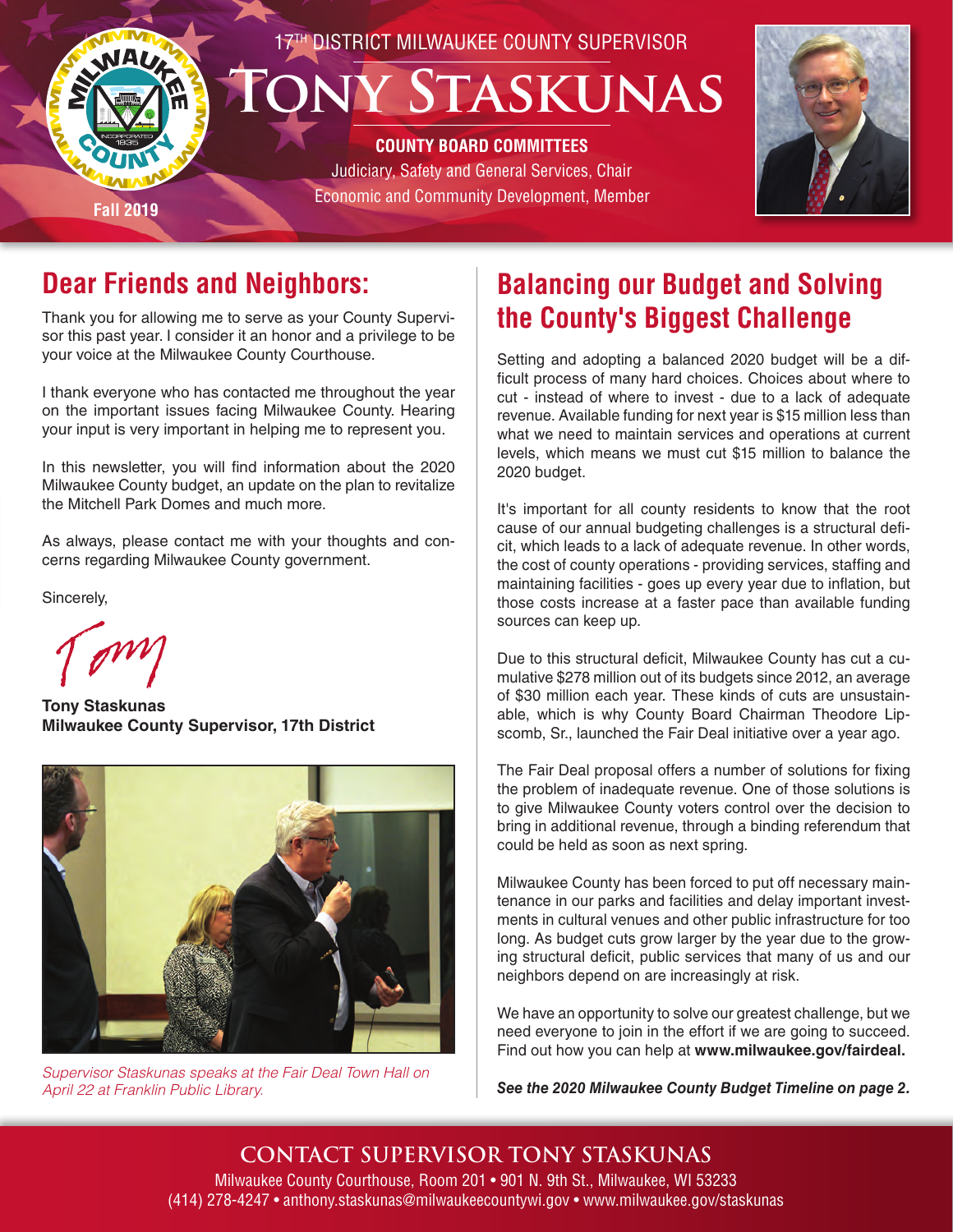17TH DISTRICT MILWAUKEE COUNTY SUPERVISOR

# Tony Staskunas

**COUNTY BOARD COMMITTEES**

Judiciary, Safety and General Services, Chair
Economic and Community Development, Member

Fall 2019

## Dear Friends and Neighbors:

Thank you for allowing me to serve as your County Supervisor this past year. I consider it an honor and a privilege to be your voice at the Milwaukee County Courthouse.

I thank everyone who has contacted me throughout the year on the important issues facing Milwaukee County. Hearing your input is very important in helping me to represent you.

In this newsletter, you will find information about the 2020 Milwaukee County budget, an update on the plan to revitalize the Mitchell Park Domes and much more.

As always, please contact me with your thoughts and concerns regarding Milwaukee County government.

Sincerely,

Tony

**Tony Staskunas**
**Milwaukee County Supervisor, 17th District**

*Supervisor Staskunas speaks at the Fair Deal Town Hall on April 22 at Franklin Public Library.*

## Balancing our Budget and Solving the County's Biggest Challenge

Setting and adopting a balanced 2020 budget will be a difficult process of many hard choices. Choices about where to cut - instead of where to invest - due to a lack of adequate revenue. Available funding for next year is $15 million less than what we need to maintain services and operations at current levels, which means we must cut $15 million to balance the 2020 budget.

It's important for all county residents to know that the root cause of our annual budgeting challenges is a structural deficit, which leads to a lack of adequate revenue. In other words, the cost of county operations - providing services, staffing and maintaining facilities - goes up every year due to inflation, but those costs increase at a faster pace than available funding sources can keep up.

Due to this structural deficit, Milwaukee County has cut a cumulative $278 million out of its budgets since 2012, an average of $30 million each year. These kinds of cuts are unsustainable, which is why County Board Chairman Theodore Lipscomb, Sr., launched the Fair Deal initiative over a year ago.

The Fair Deal proposal offers a number of solutions for fixing the problem of inadequate revenue. One of those solutions is to give Milwaukee County voters control over the decision to bring in additional revenue, through a binding referendum that could be held as soon as next spring.

Milwaukee County has been forced to put off necessary maintenance in our parks and facilities and delay important investments in cultural venues and other public infrastructure for too long. As budget cuts grow larger by the year due to the growing structural deficit, public services that many of us and our neighbors depend on are increasingly at risk.

We have an opportunity to solve our greatest challenge, but we need everyone to join in the effort if we are going to succeed. Find out how you can help at **www.milwaukee.gov/fairdeal.**

***See the 2020 Milwaukee County Budget Timeline on page 2.***

## CONTACT SUPERVISOR TONY STASKUNAS

Milwaukee County Courthouse, Room 201 • 901 N. 9th St., Milwaukee, WI 53233
(414) 278-4247 • anthony.staskunas@milwaukeecountywi.gov • www.milwaukee.gov/staskunas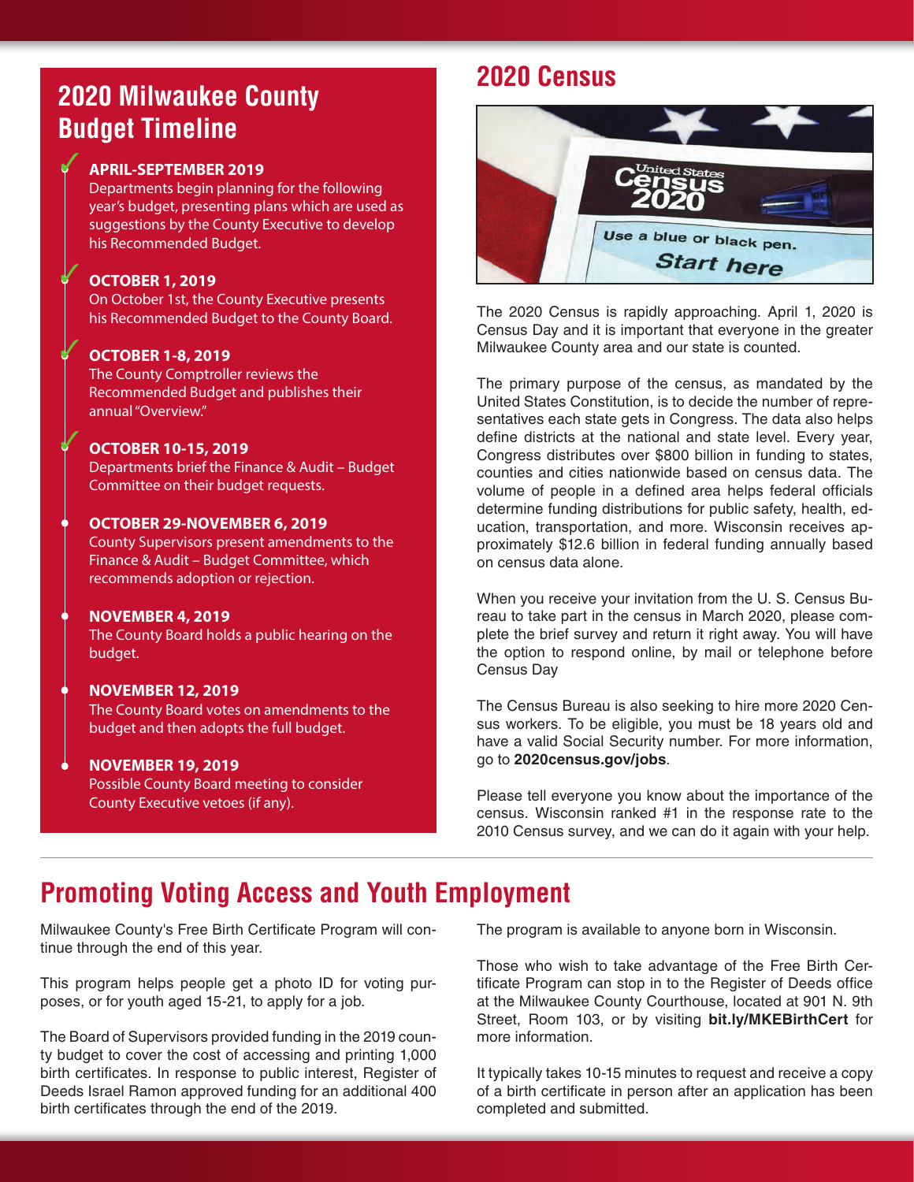## 2020 Milwaukee County Budget Timeline

**APRIL-SEPTEMBER 2019**
Departments begin planning for the following year's budget, presenting plans which are used as suggestions by the County Executive to develop his Recommended Budget.

**OCTOBER 1, 2019**
On October 1st, the County Executive presents his Recommended Budget to the County Board.

**OCTOBER 1-8, 2019**
The County Comptroller reviews the Recommended Budget and publishes their annual "Overview."

**OCTOBER 10-15, 2019**
Departments brief the Finance & Audit – Budget Committee on their budget requests.

**OCTOBER 29-NOVEMBER 6, 2019**
County Supervisors present amendments to the Finance & Audit – Budget Committee, which recommends adoption or rejection.

**NOVEMBER 4, 2019**
The County Board holds a public hearing on the budget.

**NOVEMBER 12, 2019**
The County Board votes on amendments to the budget and then adopts the full budget.

**NOVEMBER 19, 2019**
Possible County Board meeting to consider County Executive vetoes (if any).

## 2020 Census

The 2020 Census is rapidly approaching. April 1, 2020 is Census Day and it is important that everyone in the greater Milwaukee County area and our state is counted.

The primary purpose of the census, as mandated by the United States Constitution, is to decide the number of representatives each state gets in Congress. The data also helps define districts at the national and state level. Every year, Congress distributes over $800 billion in funding to states, counties and cities nationwide based on census data. The volume of people in a defined area helps federal officials determine funding distributions for public safety, health, education, transportation, and more. Wisconsin receives approximately $12.6 billion in federal funding annually based on census data alone.

When you receive your invitation from the U. S. Census Bureau to take part in the census in March 2020, please complete the brief survey and return it right away. You will have the option to respond online, by mail or telephone before Census Day

The Census Bureau is also seeking to hire more 2020 Census workers. To be eligible, you must be 18 years old and have a valid Social Security number. For more information, go to **2020census.gov/jobs**.

Please tell everyone you know about the importance of the census. Wisconsin ranked #1 in the response rate to the 2010 Census survey, and we can do it again with your help.

## Promoting Voting Access and Youth Employment

Milwaukee County's Free Birth Certificate Program will continue through the end of this year.

This program helps people get a photo ID for voting purposes, or for youth aged 15-21, to apply for a job.

The Board of Supervisors provided funding in the 2019 county budget to cover the cost of accessing and printing 1,000 birth certificates. In response to public interest, Register of Deeds Israel Ramon approved funding for an additional 400 birth certificates through the end of the 2019.

The program is available to anyone born in Wisconsin.

Those who wish to take advantage of the Free Birth Certificate Program can stop in to the Register of Deeds office at the Milwaukee County Courthouse, located at 901 N. 9th Street, Room 103, or by visiting **bit.ly/MKEBirthCert** for more information.

It typically takes 10-15 minutes to request and receive a copy of a birth certificate in person after an application has been completed and submitted.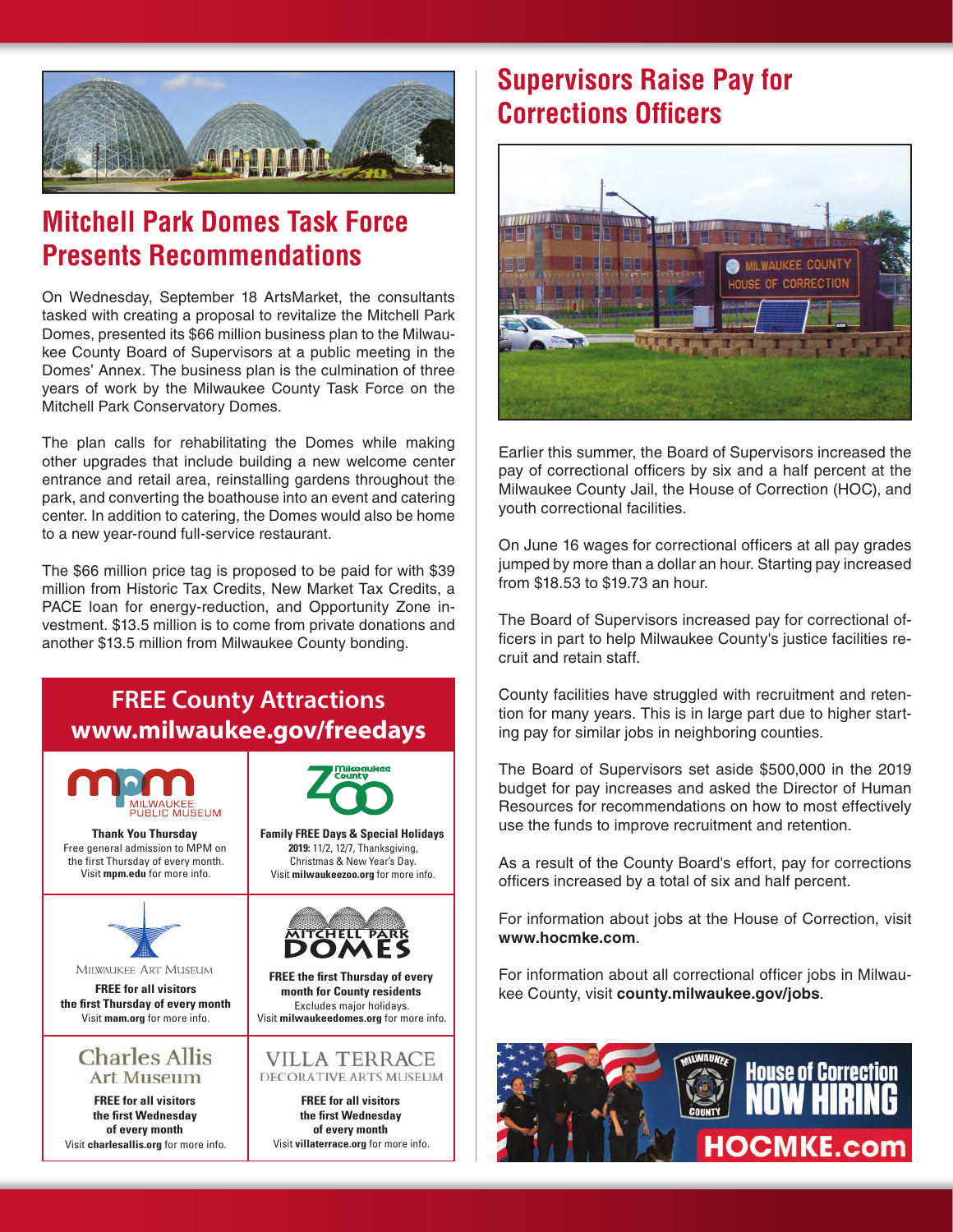## Mitchell Park Domes Task Force Presents Recommendations

On Wednesday, September 18 ArtsMarket, the consultants tasked with creating a proposal to revitalize the Mitchell Park Domes, presented its $66 million business plan to the Milwaukee County Board of Supervisors at a public meeting in the Domes' Annex. The business plan is the culmination of three years of work by the Milwaukee County Task Force on the Mitchell Park Conservatory Domes.

The plan calls for rehabilitating the Domes while making other upgrades that include building a new welcome center entrance and retail area, reinstalling gardens throughout the park, and converting the boathouse into an event and catering center. In addition to catering, the Domes would also be home to a new year-round full-service restaurant.

The $66 million price tag is proposed to be paid for with $39 million from Historic Tax Credits, New Market Tax Credits, a PACE loan for energy-reduction, and Opportunity Zone investment. $13.5 million is to come from private donations and another $13.5 million from Milwaukee County bonding.

### FREE County Attractions
### www.milwaukee.gov/freedays

| Milwaukee Public Museum | Milwaukee County Zoo |
| --- | --- |
| **Thank You Thursday** Free general admission to MPM on the first Thursday of every month. Visit **mpm.edu** for more info. | **Family FREE Days & Special Holidays** **2019:** 11/2, 12/7, Thanksgiving, Christmas & New Year's Day. Visit **milwaukeezoo.org** for more info. |
| **Milwaukee Art Museum** | **Mitchell Park Domes** |
| **FREE for all visitors the first Thursday of every month** Visit **mam.org** for more info. | **FREE the first Thursday of every month for County residents** Excludes major holidays. Visit **milwaukeedomes.org** for more info. |
| **Charles Allis Art Museum** | **Villa Terrace Decorative Arts Museum** |
| **FREE for all visitors the first Wednesday of every month** Visit **charlesallis.org** for more info. | **FREE for all visitors the first Wednesday of every month** Visit **villaterrace.org** for more info. |

## Supervisors Raise Pay for Corrections Officers

Earlier this summer, the Board of Supervisors increased the pay of correctional officers by six and a half percent at the Milwaukee County Jail, the House of Correction (HOC), and youth correctional facilities.

On June 16 wages for correctional officers at all pay grades jumped by more than a dollar an hour. Starting pay increased from $18.53 to $19.73 an hour.

The Board of Supervisors increased pay for correctional officers in part to help Milwaukee County's justice facilities recruit and retain staff.

County facilities have struggled with recruitment and retention for many years. This is in large part due to higher starting pay for similar jobs in neighboring counties.

The Board of Supervisors set aside $500,000 in the 2019 budget for pay increases and asked the Director of Human Resources for recommendations on how to most effectively use the funds to improve recruitment and retention.

As a result of the County Board's effort, pay for corrections officers increased by a total of six and half percent.

For information about jobs at the House of Correction, visit **www.hocmke.com**.

For information about all correctional officer jobs in Milwaukee County, visit **county.milwaukee.gov/jobs**.

House of Correction NOW HIRING HOCMKE.com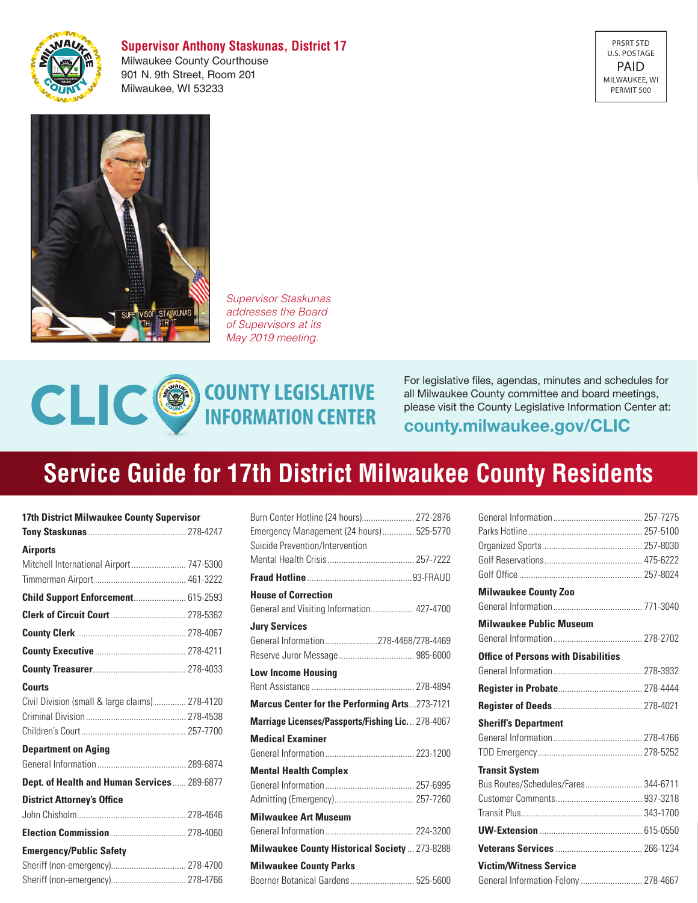**Supervisor Anthony Staskunas, District 17**
Milwaukee County Courthouse
901 N. 9th Street, Room 201
Milwaukee, WI 53233

PRSRT STD
U.S. POSTAGE
PAID
MILWAUKEE, WI
PERMIT 500

*Supervisor Staskunas addresses the Board of Supervisors at its May 2019 meeting.*

**CLIC COUNTY LEGISLATIVE INFORMATION CENTER**

For legislative files, agendas, minutes and schedules for all Milwaukee County committee and board meetings, please visit the County Legislative Information Center at:

**county.milwaukee.gov/CLIC**

# Service Guide for 17th District Milwaukee County Residents

**17th District Milwaukee County Supervisor**
**Tony Staskunas** .......... 278-4247

**Airports**
Mitchell International Airport .......... 747-5300
Timmerman Airport .......... 461-3222

**Child Support Enforcement** .......... 615-2593

**Clerk of Circuit Court** .......... 278-5362

**County Clerk** .......... 278-4067

**County Executive** .......... 278-4211

**County Treasurer** .......... 278-4033

**Courts**
Civil Division (small & large claims) .......... 278-4120
Criminal Division .......... 278-4538
Children's Court .......... 257-7700

**Department on Aging**
General Information .......... 289-6874

**Dept. of Health and Human Services** .......... 289-6877

**District Attorney's Office**
John Chisholm .......... 278-4646

**Election Commission** .......... 278-4060

**Emergency/Public Safety**
Sheriff (non-emergency) .......... 278-4700
Sheriff (non-emergency) .......... 278-4766
Burn Center Hotline (24 hours) .......... 272-2876
Emergency Management (24 hours) .......... 525-5770
Suicide Prevention/Intervention
Mental Health Crisis .......... 257-7222

**Fraud Hotline** .......... 93-FRAUD

**House of Correction**
General and Visiting Information .......... 427-4700

**Jury Services**
General Information .......... 278-4468/278-4469
Reserve Juror Message .......... 985-6000

**Low Income Housing**
Rent Assistance .......... 278-4894

**Marcus Center for the Performing Arts** .......... 273-7121

**Marriage Licenses/Passports/Fishing Lic.** .......... 278-4067

**Medical Examiner**
General Information .......... 223-1200

**Mental Health Complex**
General Information .......... 257-6995
Admitting (Emergency) .......... 257-7260

**Milwaukee Art Museum**
General Information .......... 224-3200

**Milwaukee County Historical Society** .......... 273-8288

**Milwaukee County Parks**
Boerner Botanical Gardens .......... 525-5600
General Information .......... 257-7275
Parks Hotline .......... 257-5100
Organized Sports .......... 257-8030
Golf Reservations .......... 475-6222
Golf Office .......... 257-8024

**Milwaukee County Zoo**
General Information .......... 771-3040

**Milwaukee Public Museum**
General Information .......... 278-2702

**Office of Persons with Disabilities**
General Information .......... 278-3932

**Register in Probate** .......... 278-4444

**Register of Deeds** .......... 278-4021

**Sheriff's Department**
General Information .......... 278-4766
TDD Emergency .......... 278-5252

**Transit System**
Bus Routes/Schedules/Fares .......... 344-6711
Customer Comments .......... 937-3218
Transit Plus .......... 343-1700

**UW-Extension** .......... 615-0550

**Veterans Services** .......... 266-1234

**Victim/Witness Service**
General Information-Felony .......... 278-4667